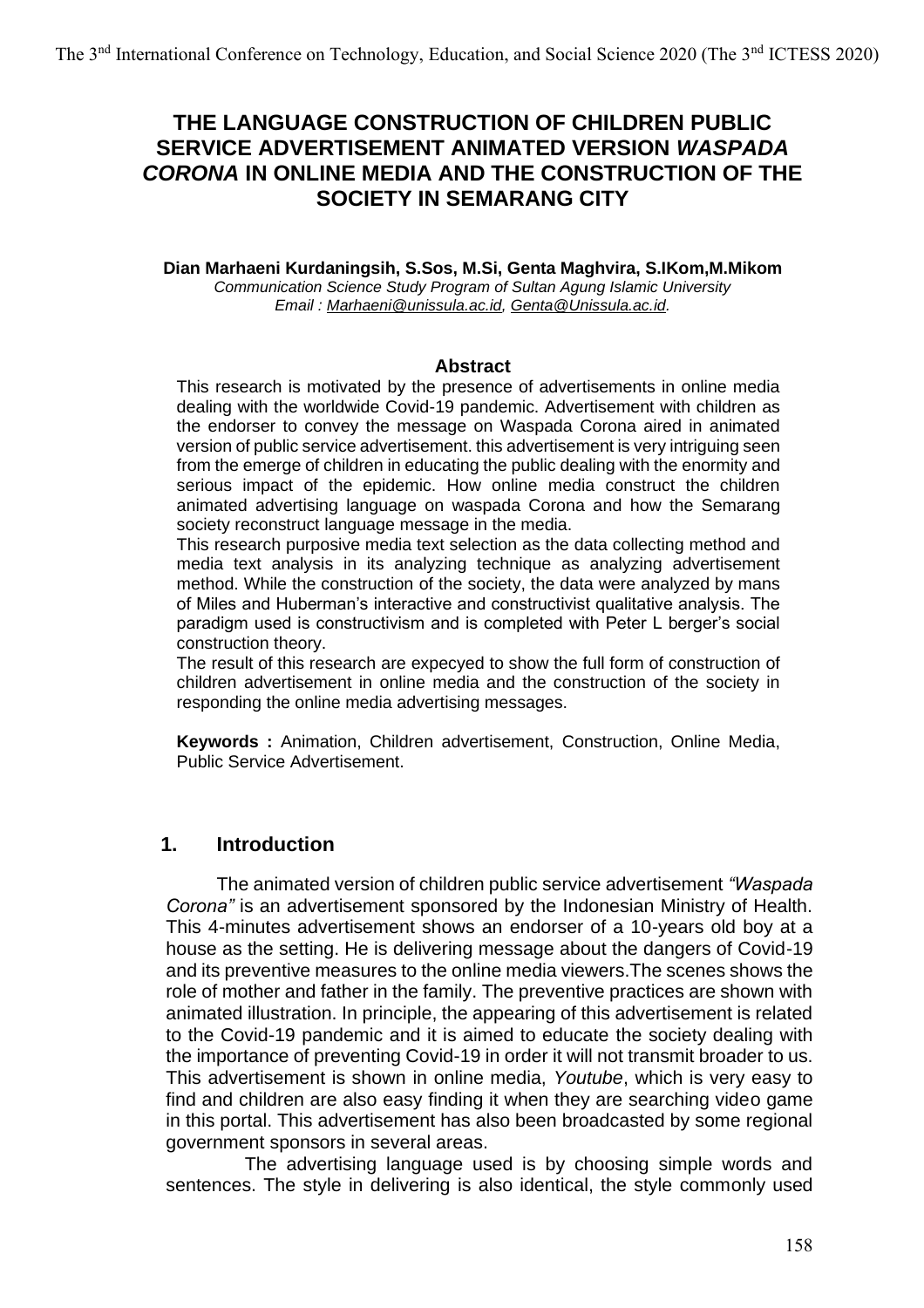# THE LANGUAGE CONSTRUCTION OF CHILDREN PUBLIC SERVICE ADVERTISEMENT ANIMATED VERSION *WASPADA CORONA* IN ONLINE MEDIA AND THE CONSTRUCTION OF THE SOCIETY IN SEMARANG CITY

**Dian Marhaeni Kurdaningsih, S.Sos, M.Si, Genta Maghvira, S.IKom,M.Mikom**

*Communication Science Study Program of Sultan Agung Islamic University*
*Email : Marhaeni@unissula.ac.id, Genta@Unissula.ac.id.*

## Abstract

This research is motivated by the presence of advertisements in online media dealing with the worldwide Covid-19 pandemic. Advertisement with children as the endorser to convey the message on Waspada Corona aired in animated version of public service advertisement. this advertisement is very intriguing seen from the emerge of children in educating the public dealing with the enormity and serious impact of the epidemic. How online media construct the children animated advertising language on waspada Corona and how the Semarang society reconstruct language message in the media.

This research purposive media text selection as the data collecting method and media text analysis in its analyzing technique as analyzing advertisement method. While the construction of the society, the data were analyzed by mans of Miles and Huberman's interactive and constructivist qualitative analysis. The paradigm used is constructivism and is completed with Peter L berger's social construction theory.

The result of this research are expecyed to show the full form of construction of children advertisement in online media and the construction of the society in responding the online media advertising messages.

**Keywords :** Animation, Children advertisement, Construction, Online Media, Public Service Advertisement.

## 1. Introduction

The animated version of children public service advertisement *"Waspada Corona"* is an advertisement sponsored by the Indonesian Ministry of Health. This 4-minutes advertisement shows an endorser of a 10-years old boy at a house as the setting. He is delivering message about the dangers of Covid-19 and its preventive measures to the online media viewers.The scenes shows the role of mother and father in the family. The preventive practices are shown with animated illustration. In principle, the appearing of this advertisement is related to the Covid-19 pandemic and it is aimed to educate the society dealing with the importance of preventing Covid-19 in order it will not transmit broader to us. This advertisement is shown in online media, *Youtube*, which is very easy to find and children are also easy finding it when they are searching video game in this portal. This advertisement has also been broadcasted by some regional government sponsors in several areas.

The advertising language used is by choosing simple words and sentences. The style in delivering is also identical, the style commonly used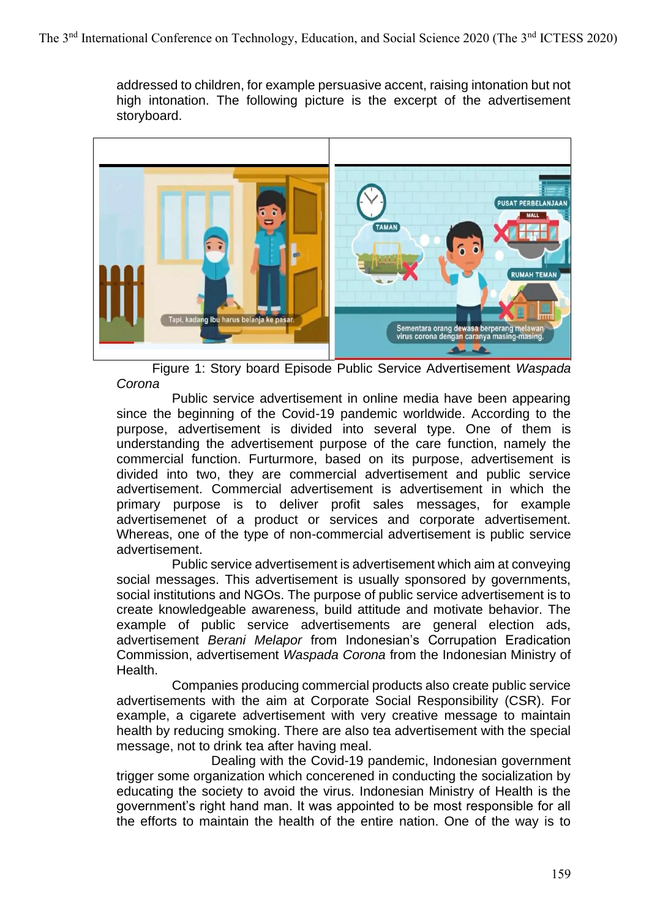addressed to children, for example persuasive accent, raising intonation but not high intonation. The following picture is the excerpt of the advertisement storyboard.

Figure 1: Story board Episode Public Service Advertisement *Waspada Corona*

Public service advertisement in online media have been appearing since the beginning of the Covid-19 pandemic worldwide. According to the purpose, advertisement is divided into several type. One of them is understanding the advertisement purpose of the care function, namely the commercial function. Furturmore, based on its purpose, advertisement is divided into two, they are commercial advertisement and public service advertisement. Commercial advertisement is advertisement in which the primary purpose is to deliver profit sales messages, for example advertisemenet of a product or services and corporate advertisement. Whereas, one of the type of non-commercial advertisement is public service advertisement.

Public service advertisement is advertisement which aim at conveying social messages. This advertisement is usually sponsored by governments, social institutions and NGOs. The purpose of public service advertisement is to create knowledgeable awareness, build attitude and motivate behavior. The example of public service advertisements are general election ads, advertisement *Berani Melapor* from Indonesian's Corruption Eradication Commission, advertisement *Waspada Corona* from the Indonesian Ministry of Health.

Companies producing commercial products also create public service advertisements with the aim at Corporate Social Responsibility (CSR). For example, a cigarete advertisement with very creative message to maintain health by reducing smoking. There are also tea advertisement with the special message, not to drink tea after having meal.

Dealing with the Covid-19 pandemic, Indonesian government trigger some organization which concerened in conducting the socialization by educating the society to avoid the virus. Indonesian Ministry of Health is the government's right hand man. It was appointed to be most responsible for all the efforts to maintain the health of the entire nation. One of the way is to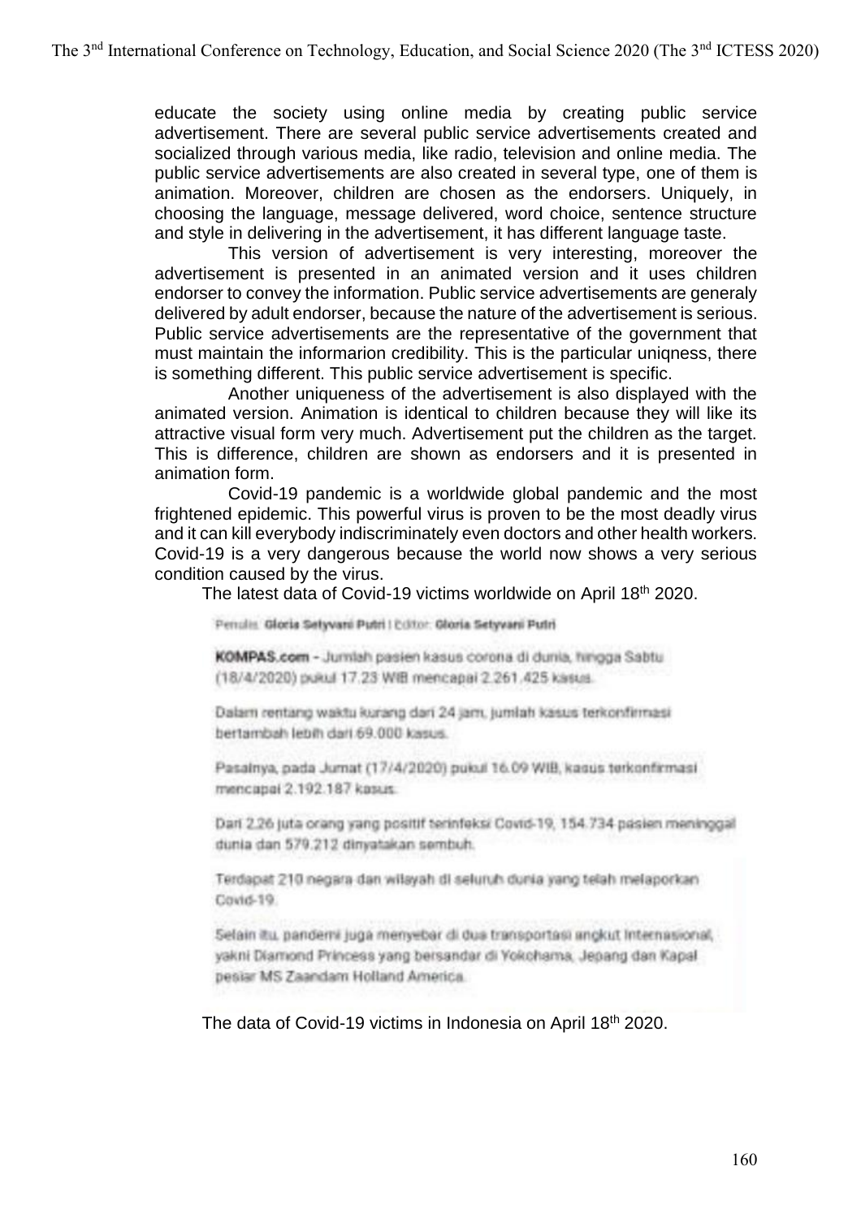educate the society using online media by creating public service advertisement. There are several public service advertisements created and socialized through various media, like radio, television and online media. The public service advertisements are also created in several type, one of them is animation. Moreover, children are chosen as the endorsers. Uniquely, in choosing the language, message delivered, word choice, sentence structure and style in delivering in the advertisement, it has different language taste.

This version of advertisement is very interesting, moreover the advertisement is presented in an animated version and it uses children endorser to convey the information. Public service advertisements are generaly delivered by adult endorser, because the nature of the advertisement is serious. Public service advertisements are the representative of the government that must maintain the informarion credibility. This is the particular uniqness, there is something different. This public service advertisement is specific.

Another uniqueness of the advertisement is also displayed with the animated version. Animation is identical to children because they will like its attractive visual form very much. Advertisement put the children as the target. This is difference, children are shown as endorsers and it is presented in animation form.

Covid-19 pandemic is a worldwide global pandemic and the most frightened epidemic. This powerful virus is proven to be the most deadly virus and it can kill everybody indiscriminately even doctors and other health workers. Covid-19 is a very dangerous because the world now shows a very serious condition caused by the virus.

The latest data of Covid-19 victims worldwide on April 18th 2020.

Penulis: **Gloria Setyvani Putri** | Editor: **Gloria Setyvani Putri**

**KOMPAS.com** - Jumlah pasien kasus corona di dunia, hingga Sabtu (18/4/2020) pukul 17.23 WIB mencapai 2.261.425 kasus.

Dalam rentang waktu kurang dari 24 jam, jumlah kasus terkonfirmasi bertambah lebih dari 69.000 kasus.

Pasalnya, pada Jumat (17/4/2020) pukul 16.09 WIB, kasus terkonfirmasi mencapai 2.192.187 kasus.

Dari 2,26 juta orang yang positif terinfeksi Covid-19, 154.734 pasien meninggal dunia dan 579.212 dinyatakan sembuh.

Terdapat 210 negara dan wilayah di seluruh dunia yang telah melaporkan Covid-19.

Selain itu, pandemi juga menyebar di dua transportasi angkut internasional, yakni Diamond Princess yang bersandar di Yokohama, Jepang dan Kapal pesiar MS Zaandam Holland America.

The data of Covid-19 victims in Indonesia on April 18th 2020.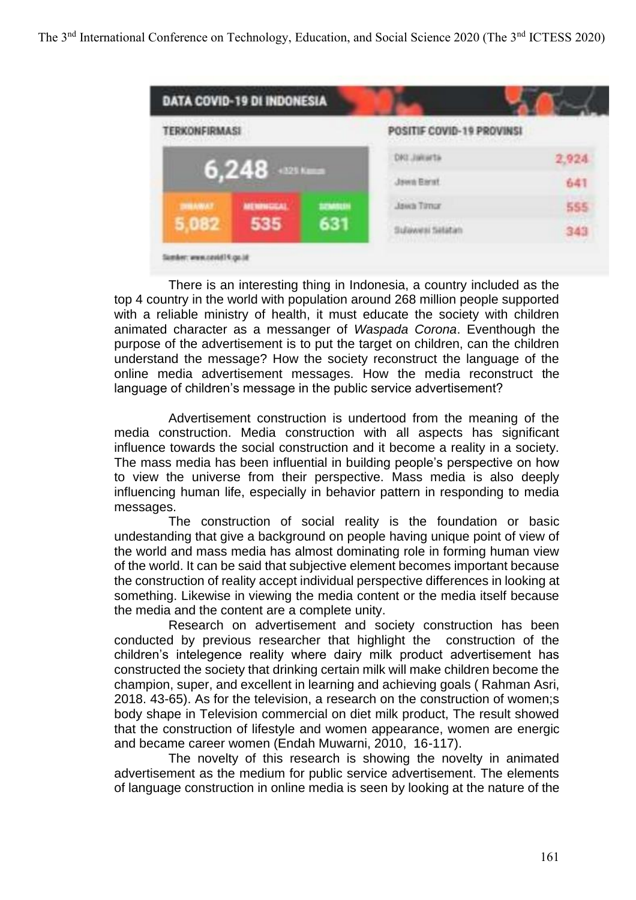DATA COVID-19 DI INDONESIA

| TERKONFIRMASI | | |
|---|---|---|
| 6,248 +325 Kasus | | |
| DIRAWAT | MENINGGAL | SEMBUH |
| 5,082 | 535 | 631 |

| POSITIF COVID-19 PROVINSI | |
|---|---|
| DKI Jakarta | 2,924 |
| Jawa Barat | 641 |
| Jawa Timur | 555 |
| Sulawesi Selatan | 343 |

Sumber: www.covid19.go.id

There is an interesting thing in Indonesia, a country included as the top 4 country in the world with population around 268 million people supported with a reliable ministry of health, it must educate the society with children animated character as a messanger of *Waspada Corona*. Eventhough the purpose of the advertisement is to put the target on children, can the children understand the message? How the society reconstruct the language of the online media advertisement messages. How the media reconstruct the language of children's message in the public service advertisement?

Advertisement construction is undertood from the meaning of the media construction. Media construction with all aspects has significant influence towards the social construction and it become a reality in a society. The mass media has been influential in building people's perspective on how to view the universe from their perspective. Mass media is also deeply influencing human life, especially in behavior pattern in responding to media messages.

The construction of social reality is the foundation or basic undestanding that give a background on people having unique point of view of the world and mass media has almost dominating role in forming human view of the world. It can be said that subjective element becomes important because the construction of reality accept individual perspective differences in looking at something. Likewise in viewing the media content or the media itself because the media and the content are a complete unity.

Research on advertisement and society construction has been conducted by previous researcher that highlight the construction of the children's intelegence reality where dairy milk product advertisement has constructed the society that drinking certain milk will make children become the champion, super, and excellent in learning and achieving goals ( Rahman Asri, 2018. 43-65). As for the television, a research on the construction of women;s body shape in Television commercial on diet milk product, The result showed that the construction of lifestyle and women appearance, women are energic and became career women (Endah Muwarni, 2010, 16-117).

The novelty of this research is showing the novelty in animated advertisement as the medium for public service advertisement. The elements of language construction in online media is seen by looking at the nature of the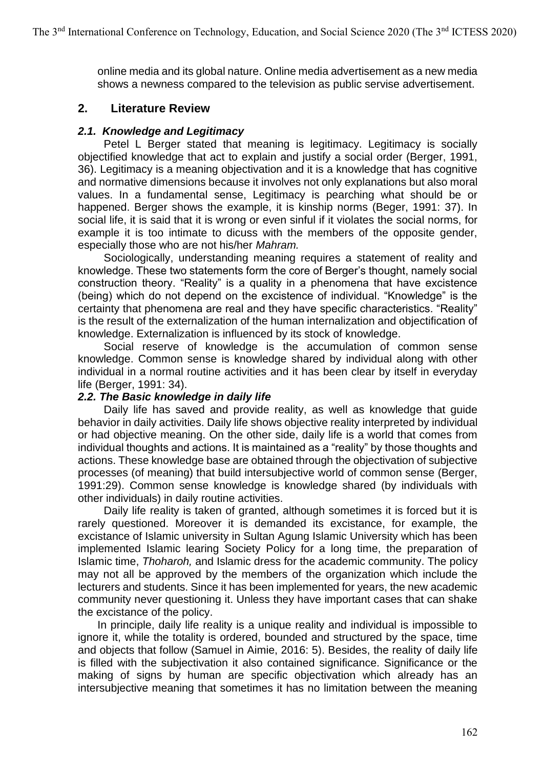online media and its global nature. Online media advertisement as a new media shows a newness compared to the television as public servise advertisement.

## 2. Literature Review

### *2.1. Knowledge and Legitimacy*

Petel L Berger stated that meaning is legitimacy. Legitimacy is socially objectified knowledge that act to explain and justify a social order (Berger, 1991, 36). Legitimacy is a meaning objectivation and it is a knowledge that has cognitive and normative dimensions because it involves not only explanations but also moral values. In a fundamental sense, Legitimacy is pearching what should be or happened. Berger shows the example, it is kinship norms (Beger, 1991: 37). In social life, it is said that it is wrong or even sinful if it violates the social norms, for example it is too intimate to dicuss with the members of the opposite gender, especially those who are not his/her *Mahram.*

Sociologically, understanding meaning requires a statement of reality and knowledge. These two statements form the core of Berger's thought, namely social construction theory. "Reality" is a quality in a phenomena that have excistence (being) which do not depend on the excistence of individual. "Knowledge" is the certainty that phenomena are real and they have specific characteristics. "Reality" is the result of the externalization of the human internalization and objectification of knowledge. Externalization is influenced by its stock of knowledge.

Social reserve of knowledge is the accumulation of common sense knowledge. Common sense is knowledge shared by individual along with other individual in a normal routine activities and it has been clear by itself in everyday life (Berger, 1991: 34).

### *2.2. The Basic knowledge in daily life*

Daily life has saved and provide reality, as well as knowledge that guide behavior in daily activities. Daily life shows objective reality interpreted by individual or had objective meaning. On the other side, daily life is a world that comes from individual thoughts and actions. It is maintained as a "reality" by those thoughts and actions. These knowledge base are obtained through the objectivation of subjective processes (of meaning) that build intersubjective world of common sense (Berger, 1991:29). Common sense knowledge is knowledge shared (by individuals with other individuals) in daily routine activities.

Daily life reality is taken of granted, although sometimes it is forced but it is rarely questioned. Moreover it is demanded its excistance, for example, the excistance of Islamic university in Sultan Agung Islamic University which has been implemented Islamic learing Society Policy for a long time, the preparation of Islamic time, *Thoharoh,* and Islamic dress for the academic community. The policy may not all be approved by the members of the organization which include the lecturers and students. Since it has been implemented for years, the new academic community never questioning it. Unless they have important cases that can shake the excistance of the policy.

In principle, daily life reality is a unique reality and individual is impossible to ignore it, while the totality is ordered, bounded and structured by the space, time and objects that follow (Samuel in Aimie, 2016: 5). Besides, the reality of daily life is filled with the subjectivation it also contained significance. Significance or the making of signs by human are specific objectivation which already has an intersubjective meaning that sometimes it has no limitation between the meaning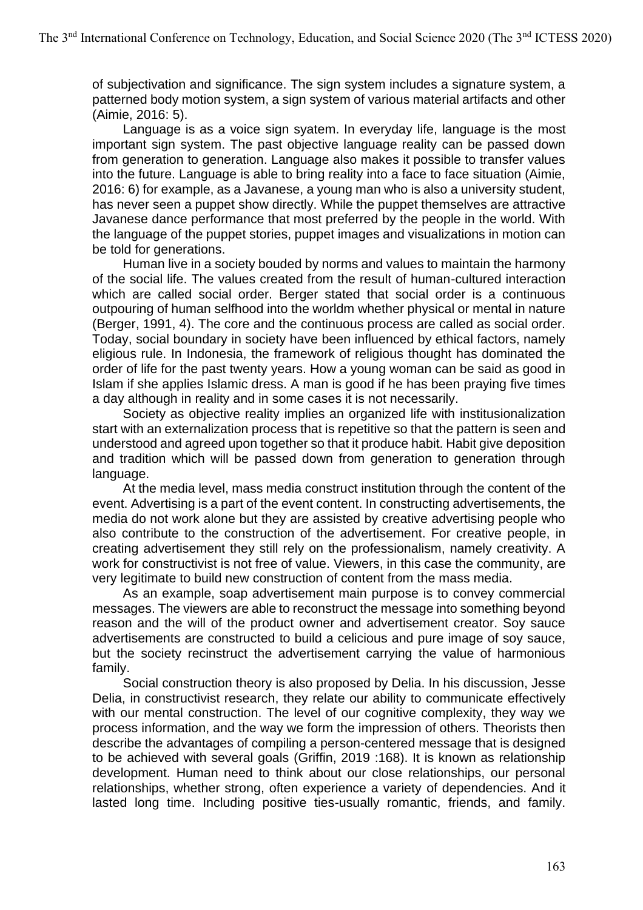of subjectivation and significance. The sign system includes a signature system, a patterned body motion system, a sign system of various material artifacts and other (Aimie, 2016: 5).

Language is as a voice sign syatem. In everyday life, language is the most important sign system. The past objective language reality can be passed down from generation to generation. Language also makes it possible to transfer values into the future. Language is able to bring reality into a face to face situation (Aimie, 2016: 6) for example, as a Javanese, a young man who is also a university student, has never seen a puppet show directly. While the puppet themselves are attractive Javanese dance performance that most preferred by the people in the world. With the language of the puppet stories, puppet images and visualizations in motion can be told for generations.

Human live in a society bouded by norms and values to maintain the harmony of the social life. The values created from the result of human-cultured interaction which are called social order. Berger stated that social order is a continuous outpouring of human selfhood into the worldm whether physical or mental in nature (Berger, 1991, 4). The core and the continuous process are called as social order. Today, social boundary in society have been influenced by ethical factors, namely eligious rule. In Indonesia, the framework of religious thought has dominated the order of life for the past twenty years. How a young woman can be said as good in Islam if she applies Islamic dress. A man is good if he has been praying five times a day although in reality and in some cases it is not necessarily.

Society as objective reality implies an organized life with institusionalization start with an externalization process that is repetitive so that the pattern is seen and understood and agreed upon together so that it produce habit. Habit give deposition and tradition which will be passed down from generation to generation through language.

At the media level, mass media construct institution through the content of the event. Advertising is a part of the event content. In constructing advertisements, the media do not work alone but they are assisted by creative advertising people who also contribute to the construction of the advertisement. For creative people, in creating advertisement they still rely on the professionalism, namely creativity. A work for constructivist is not free of value. Viewers, in this case the community, are very legitimate to build new construction of content from the mass media.

As an example, soap advertisement main purpose is to convey commercial messages. The viewers are able to reconstruct the message into something beyond reason and the will of the product owner and advertisement creator. Soy sauce advertisements are constructed to build a celicious and pure image of soy sauce, but the society recinstruct the advertisement carrying the value of harmonious family.

Social construction theory is also proposed by Delia. In his discussion, Jesse Delia, in constructivist research, they relate our ability to communicate effectively with our mental construction. The level of our cognitive complexity, they way we process information, and the way we form the impression of others. Theorists then describe the advantages of compiling a person-centered message that is designed to be achieved with several goals (Griffin, 2019 :168). It is known as relationship development. Human need to think about our close relationships, our personal relationships, whether strong, often experience a variety of dependencies. And it lasted long time. Including positive ties-usually romantic, friends, and family.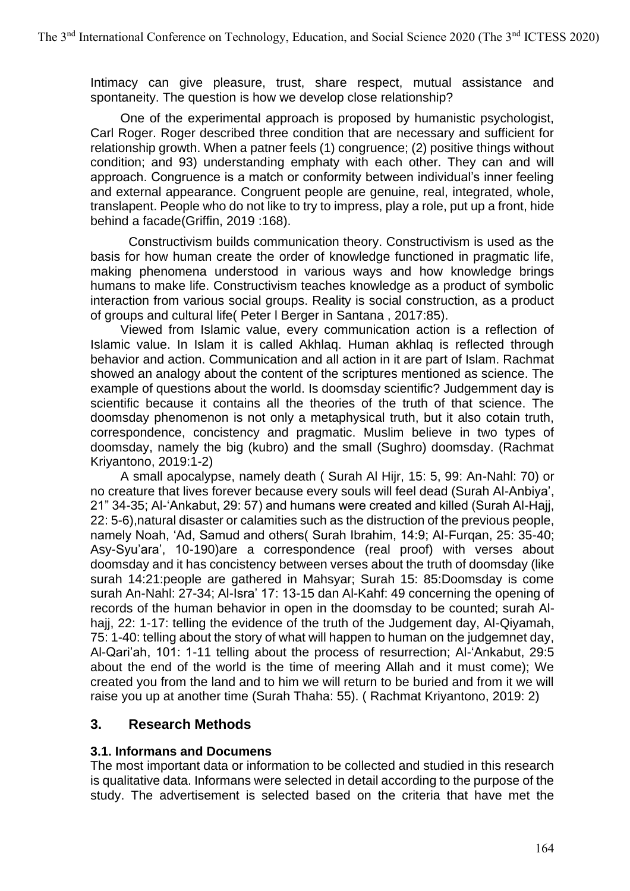Intimacy can give pleasure, trust, share respect, mutual assistance and spontaneity. The question is how we develop close relationship?

One of the experimental approach is proposed by humanistic psychologist, Carl Roger. Roger described three condition that are necessary and sufficient for relationship growth. When a patner feels (1) congruence; (2) positive things without condition; and 93) understanding emphaty with each other. They can and will approach. Congruence is a match or conformity between individual's inner feeling and external appearance. Congruent people are genuine, real, integrated, whole, translapent. People who do not like to try to impress, play a role, put up a front, hide behind a facade(Griffin, 2019 :168).

Constructivism builds communication theory. Constructivism is used as the basis for how human create the order of knowledge functioned in pragmatic life, making phenomena understood in various ways and how knowledge brings humans to make life. Constructivism teaches knowledge as a product of symbolic interaction from various social groups. Reality is social construction, as a product of groups and cultural life( Peter l Berger in Santana , 2017:85).

Viewed from Islamic value, every communication action is a reflection of Islamic value. In Islam it is called Akhlaq. Human akhlaq is reflected through behavior and action. Communication and all action in it are part of Islam. Rachmat showed an analogy about the content of the scriptures mentioned as science. The example of questions about the world. Is doomsday scientific? Judgemment day is scientific because it contains all the theories of the truth of that science. The doomsday phenomenon is not only a metaphysical truth, but it also cotain truth, correspondence, concistency and pragmatic. Muslim believe in two types of doomsday, namely the big (kubro) and the small (Sughro) doomsday. (Rachmat Kriyantono, 2019:1-2)

A small apocalypse, namely death ( Surah Al Hijr, 15: 5, 99: An-Nahl: 70) or no creature that lives forever because every souls will feel dead (Surah Al-Anbiya', 21" 34-35; Al-'Ankabut, 29: 57) and humans were created and killed (Surah Al-Hajj, 22: 5-6),natural disaster or calamities such as the distruction of the previous people, namely Noah, 'Ad, Samud and others( Surah Ibrahim, 14:9; Al-Furqan, 25: 35-40; Asy-Syu'ara', 10-190)are a correspondence (real proof) with verses about doomsday and it has concistency between verses about the truth of doomsday (like surah 14:21:people are gathered in Mahsyar; Surah 15: 85:Doomsday is come surah An-Nahl: 27-34; Al-Isra' 17: 13-15 dan Al-Kahf: 49 concerning the opening of records of the human behavior in open in the doomsday to be counted; surah Al-hajj, 22: 1-17: telling the evidence of the truth of the Judgement day, Al-Qiyamah, 75: 1-40: telling about the story of what will happen to human on the judgemnet day, Al-Qari'ah, 101: 1-11 telling about the process of resurrection; Al-'Ankabut, 29:5 about the end of the world is the time of meering Allah and it must come); We created you from the land and to him we will return to be buried and from it we will raise you up at another time (Surah Thaha: 55). ( Rachmat Kriyantono, 2019: 2)

## 3. Research Methods

### 3.1. Informans and Documens

The most important data or information to be collected and studied in this research is qualitative data. Informans were selected in detail according to the purpose of the study. The advertisement is selected based on the criteria that have met the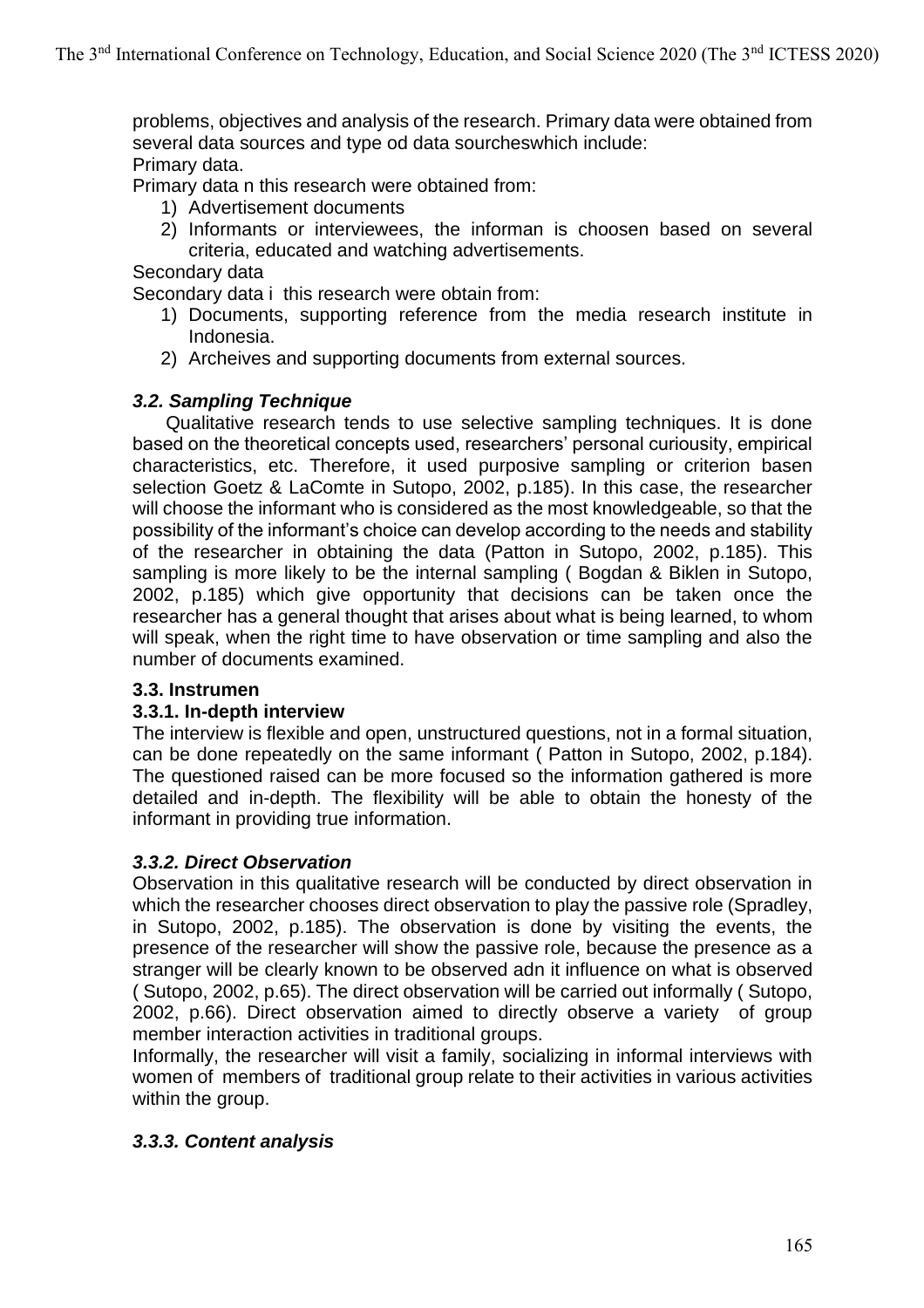problems, objectives and analysis of the research. Primary data were obtained from several data sources and type od data sourcheswhich include:

Primary data.

Primary data n this research were obtained from:

1) Advertisement documents
2) Informants or interviewees, the informan is choosen based on several criteria, educated and watching advertisements.

Secondary data

Secondary data i this research were obtain from:

1) Documents, supporting reference from the media research institute in Indonesia.
2) Archeives and supporting documents from external sources.

### *3.2. Sampling Technique*

Qualitative research tends to use selective sampling techniques. It is done based on the theoretical concepts used, researchers' personal curiousity, empirical characteristics, etc. Therefore, it used purposive sampling or criterion basen selection Goetz & LaComte in Sutopo, 2002, p.185). In this case, the researcher will choose the informant who is considered as the most knowledgeable, so that the possibility of the informant's choice can develop according to the needs and stability of the researcher in obtaining the data (Patton in Sutopo, 2002, p.185). This sampling is more likely to be the internal sampling ( Bogdan & Biklen in Sutopo, 2002, p.185) which give opportunity that decisions can be taken once the researcher has a general thought that arises about what is being learned, to whom will speak, when the right time to have observation or time sampling and also the number of documents examined.

### 3.3. Instrumen

#### 3.3.1. In-depth interview

The interview is flexible and open, unstructured questions, not in a formal situation, can be done repeatedly on the same informant ( Patton in Sutopo, 2002, p.184). The questioned raised can be more focused so the information gathered is more detailed and in-depth. The flexibility will be able to obtain the honesty of the informant in providing true information.

#### *3.3.2. Direct Observation*

Observation in this qualitative research will be conducted by direct observation in which the researcher chooses direct observation to play the passive role (Spradley, in Sutopo, 2002, p.185). The observation is done by visiting the events, the presence of the researcher will show the passive role, because the presence as a stranger will be clearly known to be observed adn it influence on what is observed ( Sutopo, 2002, p.65). The direct observation will be carried out informally ( Sutopo, 2002, p.66). Direct observation aimed to directly observe a variety of group member interaction activities in traditional groups.

Informally, the researcher will visit a family, socializing in informal interviews with women of members of traditional group relate to their activities in various activities within the group.

#### *3.3.3. Content analysis*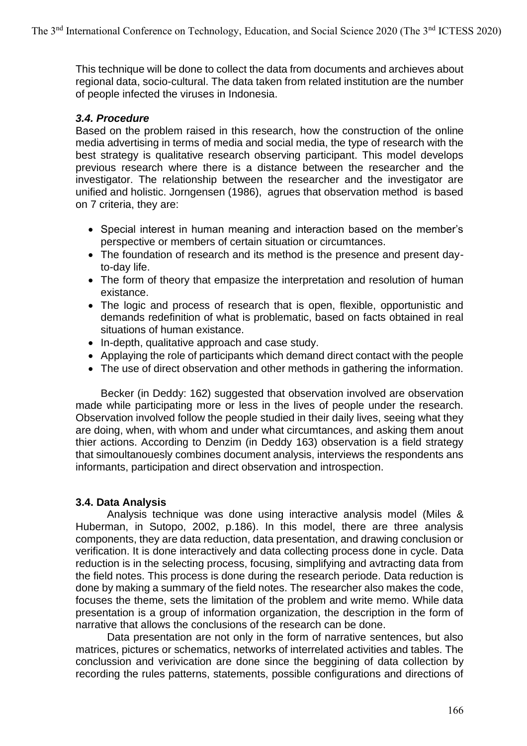This technique will be done to collect the data from documents and archieves about regional data, socio-cultural. The data taken from related institution are the number of people infected the viruses in Indonesia.

### *3.4. Procedure*

Based on the problem raised in this research, how the construction of the online media advertising in terms of media and social media, the type of research with the best strategy is qualitative research observing participant. This model develops previous research where there is a distance between the researcher and the investigator. The relationship between the researcher and the investigator are unified and holistic. Jorngensen (1986), agrues that observation method is based on 7 criteria, they are:

- Special interest in human meaning and interaction based on the member's perspective or members of certain situation or circumtances.
- The foundation of research and its method is the presence and present day-to-day life.
- The form of theory that empasize the interpretation and resolution of human existance.
- The logic and process of research that is open, flexible, opportunistic and demands redefinition of what is problematic, based on facts obtained in real situations of human existance.
- In-depth, qualitative approach and case study.
- Applaying the role of participants which demand direct contact with the people
- The use of direct observation and other methods in gathering the information.

Becker (in Deddy: 162) suggested that observation involved are observation made while participating more or less in the lives of people under the research. Observation involved follow the people studied in their daily lives, seeing what they are doing, when, with whom and under what circumtances, and asking them anout thier actions. According to Denzim (in Deddy 163) observation is a field strategy that simoultanouesly combines document analysis, interviews the respondents ans informants, participation and direct observation and introspection.

### 3.4. Data Analysis

Analysis technique was done using interactive analysis model (Miles & Huberman, in Sutopo, 2002, p.186). In this model, there are three analysis components, they are data reduction, data presentation, and drawing conclusion or verification. It is done interactively and data collecting process done in cycle. Data reduction is in the selecting process, focusing, simplifying and avtracting data from the field notes. This process is done during the research periode. Data reduction is done by making a summary of the field notes. The researcher also makes the code, focuses the theme, sets the limitation of the problem and write memo. While data presentation is a group of information organization, the description in the form of narrative that allows the conclusions of the research can be done.

Data presentation are not only in the form of narrative sentences, but also matrices, pictures or schematics, networks of interrelated activities and tables. The conclussion and verivication are done since the beggining of data collection by recording the rules patterns, statements, possible configurations and directions of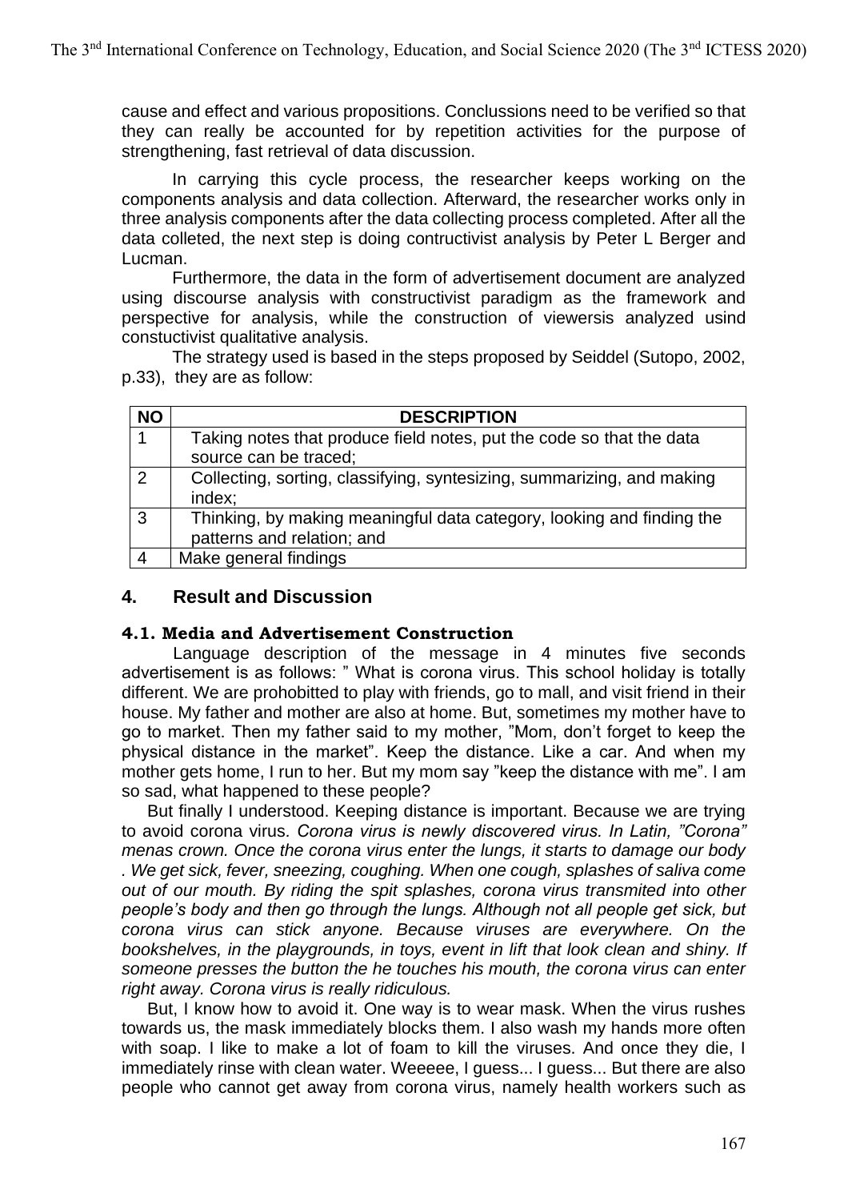cause and effect and various propositions. Conclussions need to be verified so that they can really be accounted for by repetition activities for the purpose of strengthening, fast retrieval of data discussion.

In carrying this cycle process, the researcher keeps working on the components analysis and data collection. Afterward, the researcher works only in three analysis components after the data collecting process completed. After all the data colleted, the next step is doing contructivist analysis by Peter L Berger and Lucman.

Furthermore, the data in the form of advertisement document are analyzed using discourse analysis with constructivist paradigm as the framework and perspective for analysis, while the construction of viewersis analyzed usind constuctivist qualitative analysis.

The strategy used is based in the steps proposed by Seiddel (Sutopo, 2002, p.33), they are as follow:

| NO | DESCRIPTION |
|---|---|
| 1 | Taking notes that produce field notes, put the code so that the data source can be traced; |
| 2 | Collecting, sorting, classifying, syntesizing, summarizing, and making index; |
| 3 | Thinking, by making meaningful data category, looking and finding the patterns and relation; and |
| 4 | Make general findings |

## 4. Result and Discussion

### 4.1. Media and Advertisement Construction

Language description of the message in 4 minutes five seconds advertisement is as follows: " What is corona virus. This school holiday is totally different. We are prohobitted to play with friends, go to mall, and visit friend in their house. My father and mother are also at home. But, sometimes my mother have to go to market. Then my father said to my mother, "Mom, don't forget to keep the physical distance in the market". Keep the distance. Like a car. And when my mother gets home, I run to her. But my mom say "keep the distance with me". I am so sad, what happened to these people?

But finally I understood. Keeping distance is important. Because we are trying to avoid corona virus*. Corona virus is newly discovered virus. In Latin, "Corona" menas crown. Once the corona virus enter the lungs, it starts to damage our body . We get sick, fever, sneezing, coughing. When one cough, splashes of saliva come out of our mouth. By riding the spit splashes, corona virus transmited into other people's body and then go through the lungs. Although not all people get sick, but corona virus can stick anyone. Because viruses are everywhere. On the bookshelves, in the playgrounds, in toys, event in lift that look clean and shiny. If someone presses the button the he touches his mouth, the corona virus can enter right away. Corona virus is really ridiculous.*

But, I know how to avoid it. One way is to wear mask. When the virus rushes towards us, the mask immediately blocks them. I also wash my hands more often with soap. I like to make a lot of foam to kill the viruses. And once they die, I immediately rinse with clean water. Weeeee, I guess... I guess... But there are also people who cannot get away from corona virus, namely health workers such as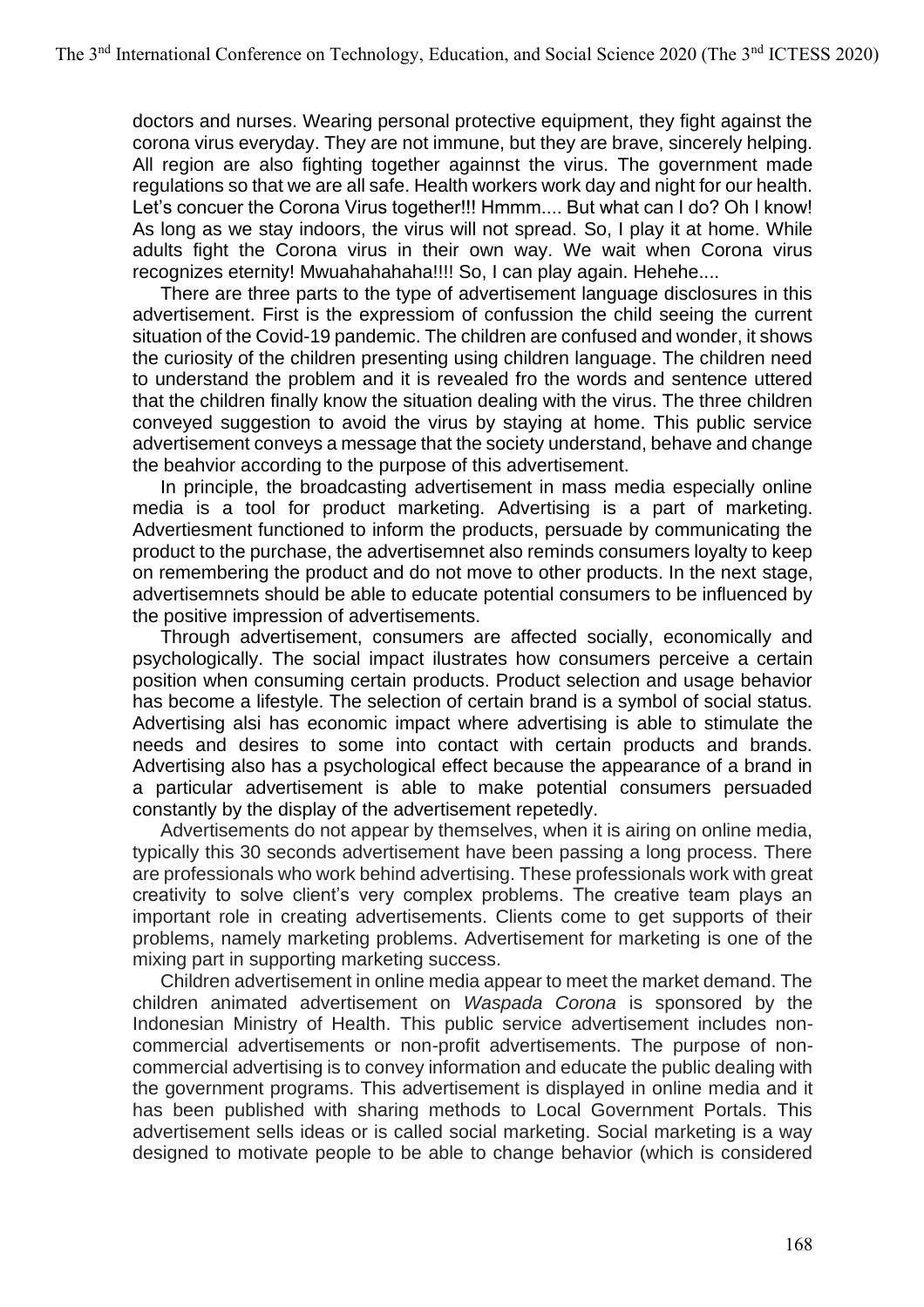doctors and nurses. Wearing personal protective equipment, they fight against the corona virus everyday. They are not immune, but they are brave, sincerely helping. All region are also fighting together againnst the virus. The government made regulations so that we are all safe. Health workers work day and night for our health. Let's concuer the Corona Virus together!!! Hmmm.... But what can I do? Oh I know! As long as we stay indoors, the virus will not spread. So, I play it at home. While adults fight the Corona virus in their own way. We wait when Corona virus recognizes eternity! Mwuahahahaha!!!! So, I can play again. Hehehe....

There are three parts to the type of advertisement language disclosures in this advertisement. First is the expressiom of confussion the child seeing the current situation of the Covid-19 pandemic. The children are confused and wonder, it shows the curiosity of the children presenting using children language. The children need to understand the problem and it is revealed fro the words and sentence uttered that the children finally know the situation dealing with the virus. The three children conveyed suggestion to avoid the virus by staying at home. This public service advertisement conveys a message that the society understand, behave and change the beahvior according to the purpose of this advertisement.

In principle, the broadcasting advertisement in mass media especially online media is a tool for product marketing. Advertising is a part of marketing. Advertiesment functioned to inform the products, persuade by communicating the product to the purchase, the advertisemnet also reminds consumers loyalty to keep on remembering the product and do not move to other products. In the next stage, advertisemnets should be able to educate potential consumers to be influenced by the positive impression of advertisements.

Through advertisement, consumers are affected socially, economically and psychologically. The social impact ilustrates how consumers perceive a certain position when consuming certain products. Product selection and usage behavior has become a lifestyle. The selection of certain brand is a symbol of social status. Advertising alsi has economic impact where advertising is able to stimulate the needs and desires to some into contact with certain products and brands. Advertising also has a psychological effect because the appearance of a brand in a particular advertisement is able to make potential consumers persuaded constantly by the display of the advertisement repetedly.

Advertisements do not appear by themselves, when it is airing on online media, typically this 30 seconds advertisement have been passing a long process. There are professionals who work behind advertising. These professionals work with great creativity to solve client's very complex problems. The creative team plays an important role in creating advertisements. Clients come to get supports of their problems, namely marketing problems. Advertisement for marketing is one of the mixing part in supporting marketing success.

Children advertisement in online media appear to meet the market demand. The children animated advertisement on *Waspada Corona* is sponsored by the Indonesian Ministry of Health. This public service advertisement includes non-commercial advertisements or non-profit advertisements. The purpose of non-commercial advertising is to convey information and educate the public dealing with the government programs. This advertisement is displayed in online media and it has been published with sharing methods to Local Government Portals. This advertisement sells ideas or is called social marketing. Social marketing is a way designed to motivate people to be able to change behavior (which is considered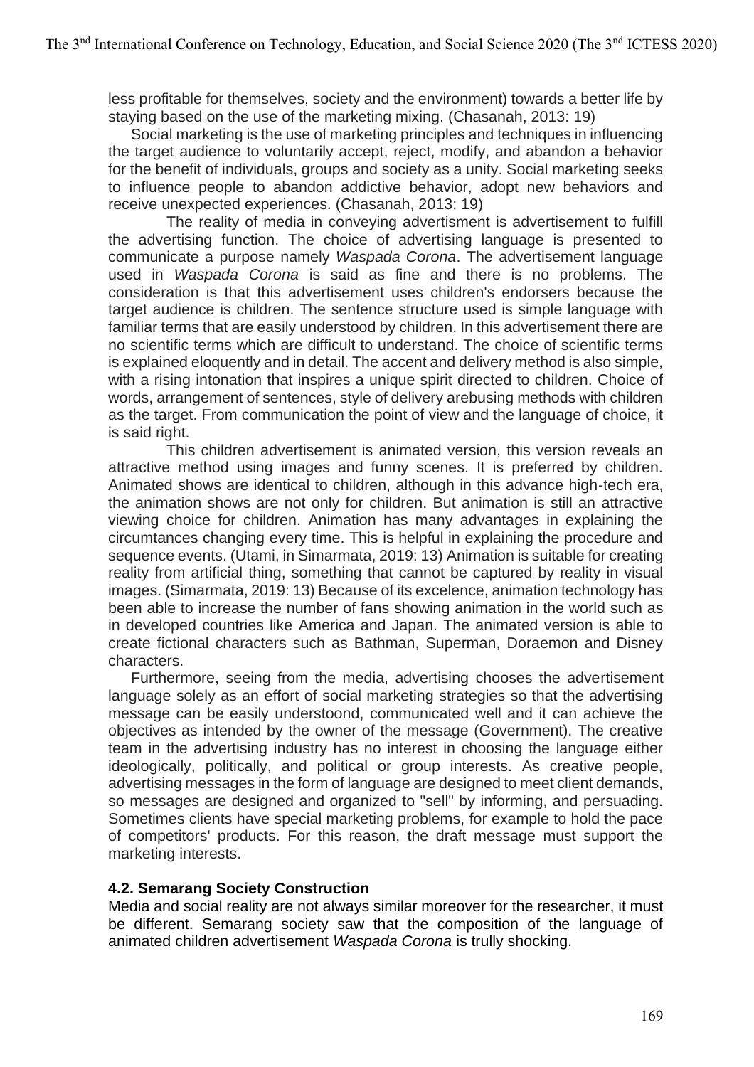less profitable for themselves, society and the environment) towards a better life by staying based on the use of the marketing mixing. (Chasanah, 2013: 19)

Social marketing is the use of marketing principles and techniques in influencing the target audience to voluntarily accept, reject, modify, and abandon a behavior for the benefit of individuals, groups and society as a unity. Social marketing seeks to influence people to abandon addictive behavior, adopt new behaviors and receive unexpected experiences. (Chasanah, 2013: 19)

The reality of media in conveying advertisment is advertisement to fulfill the advertising function. The choice of advertising language is presented to communicate a purpose namely *Waspada Corona*. The advertisement language used in *Waspada Corona* is said as fine and there is no problems. The consideration is that this advertisement uses children's endorsers because the target audience is children. The sentence structure used is simple language with familiar terms that are easily understood by children. In this advertisement there are no scientific terms which are difficult to understand. The choice of scientific terms is explained eloquently and in detail. The accent and delivery method is also simple, with a rising intonation that inspires a unique spirit directed to children. Choice of words, arrangement of sentences, style of delivery arebusing methods with children as the target. From communication the point of view and the language of choice, it is said right.

This children advertisement is animated version, this version reveals an attractive method using images and funny scenes. It is preferred by children. Animated shows are identical to children, although in this advance high-tech era, the animation shows are not only for children. But animation is still an attractive viewing choice for children. Animation has many advantages in explaining the circumtances changing every time. This is helpful in explaining the procedure and sequence events. (Utami, in Simarmata, 2019: 13) Animation is suitable for creating reality from artificial thing, something that cannot be captured by reality in visual images. (Simarmata, 2019: 13) Because of its excelence, animation technology has been able to increase the number of fans showing animation in the world such as in developed countries like America and Japan. The animated version is able to create fictional characters such as Bathman, Superman, Doraemon and Disney characters.

Furthermore, seeing from the media, advertising chooses the advertisement language solely as an effort of social marketing strategies so that the advertising message can be easily understoond, communicated well and it can achieve the objectives as intended by the owner of the message (Government). The creative team in the advertising industry has no interest in choosing the language either ideologically, politically, and political or group interests. As creative people, advertising messages in the form of language are designed to meet client demands, so messages are designed and organized to "sell" by informing, and persuading. Sometimes clients have special marketing problems, for example to hold the pace of competitors' products. For this reason, the draft message must support the marketing interests.

### 4.2. Semarang Society Construction

Media and social reality are not always similar moreover for the researcher, it must be different. Semarang society saw that the composition of the language of animated children advertisement *Waspada Corona* is trully shocking.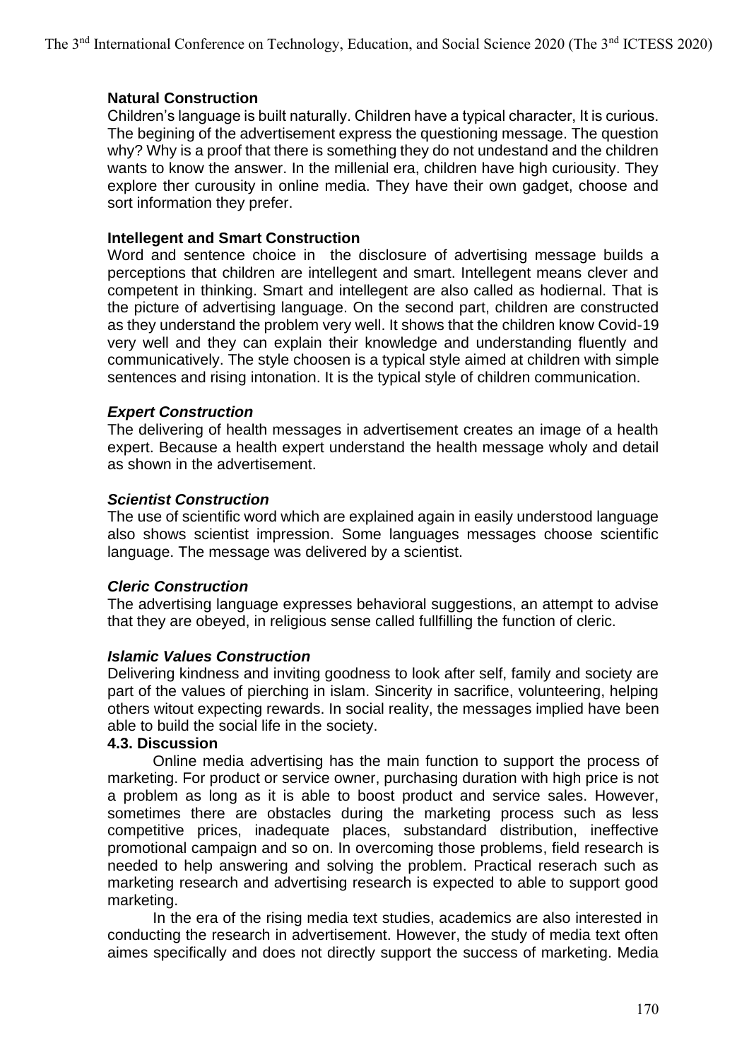**Natural Construction**

Children's language is built naturally. Children have a typical character, It is curious. The begining of the advertisement express the questioning message. The question why? Why is a proof that there is something they do not undestand and the children wants to know the answer. In the millenial era, children have high curiousity. They explore ther curousity in online media. They have their own gadget, choose and sort information they prefer.

**Intellegent and Smart Construction**

Word and sentence choice in the disclosure of advertising message builds a perceptions that children are intellegent and smart. Intellegent means clever and competent in thinking. Smart and intellegent are also called as hodiernal. That is the picture of advertising language. On the second part, children are constructed as they understand the problem very well. It shows that the children know Covid-19 very well and they can explain their knowledge and understanding fluently and communicatively. The style choosen is a typical style aimed at children with simple sentences and rising intonation. It is the typical style of children communication.

***Expert Construction***

The delivering of health messages in advertisement creates an image of a health expert. Because a health expert understand the health message wholy and detail as shown in the advertisement.

***Scientist Construction***

The use of scientific word which are explained again in easily understood language also shows scientist impression. Some languages messages choose scientific language. The message was delivered by a scientist.

***Cleric Construction***

The advertising language expresses behavioral suggestions, an attempt to advise that they are obeyed, in religious sense called fullfilling the function of cleric.

***Islamic Values Construction***

Delivering kindness and inviting goodness to look after self, family and society are part of the values of pierching in islam. Sincerity in sacrifice, volunteering, helping others witout expecting rewards. In social reality, the messages implied have been able to build the social life in the society.

### 4.3. Discussion

Online media advertising has the main function to support the process of marketing. For product or service owner, purchasing duration with high price is not a problem as long as it is able to boost product and service sales. However, sometimes there are obstacles during the marketing process such as less competitive prices, inadequate places, substandard distribution, ineffective promotional campaign and so on. In overcoming those problems, field research is needed to help answering and solving the problem. Practical reserach such as marketing research and advertising research is expected to able to support good marketing.

In the era of the rising media text studies, academics are also interested in conducting the research in advertisement. However, the study of media text often aimes specifically and does not directly support the success of marketing. Media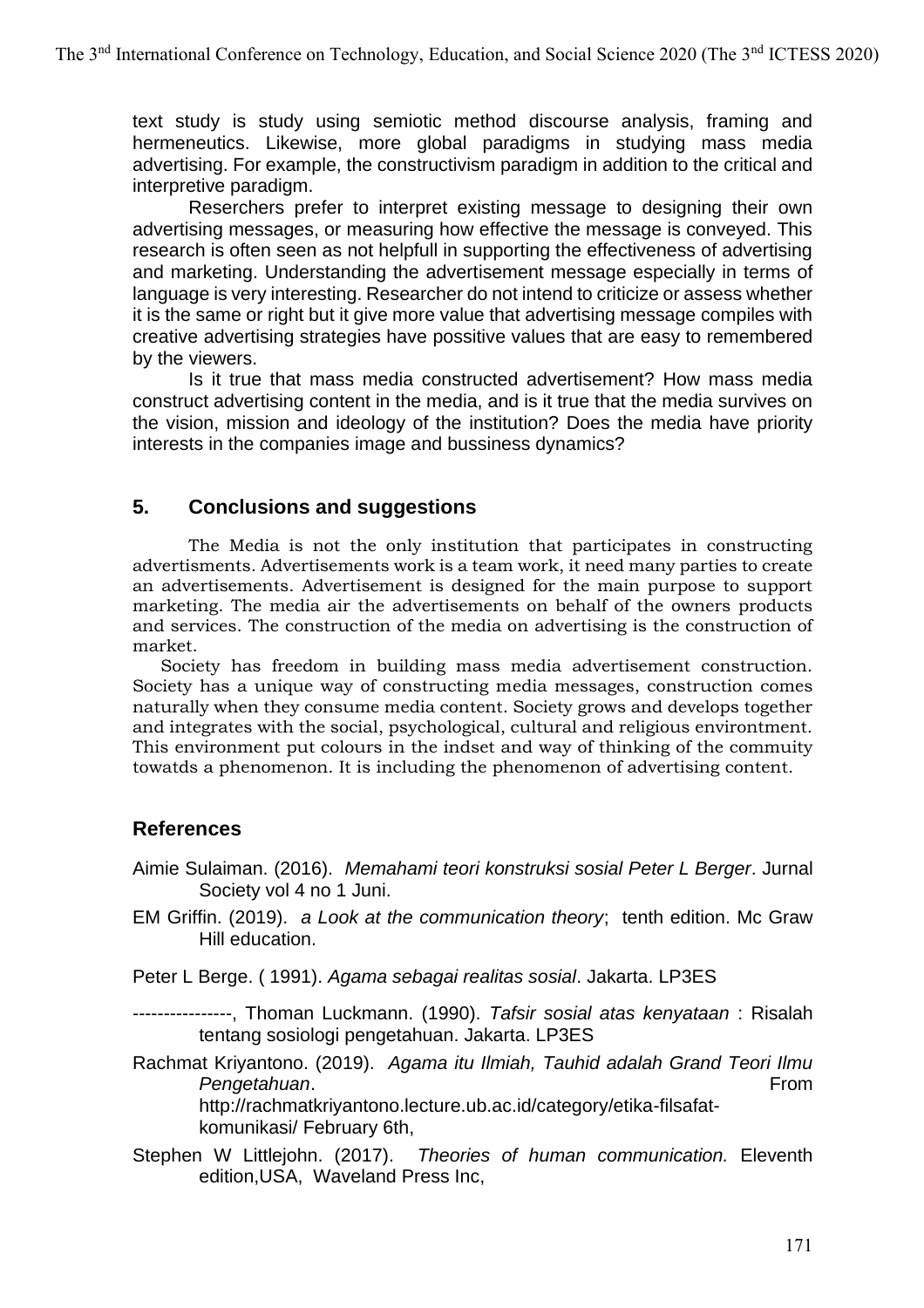text study is study using semiotic method discourse analysis, framing and hermeneutics. Likewise, more global paradigms in studying mass media advertising. For example, the constructivism paradigm in addition to the critical and interpretive paradigm.

Reserchers prefer to interpret existing message to designing their own advertising messages, or measuring how effective the message is conveyed. This research is often seen as not helpfull in supporting the effectiveness of advertising and marketing. Understanding the advertisement message especially in terms of language is very interesting. Researcher do not intend to criticize or assess whether it is the same or right but it give more value that advertising message compiles with creative advertising strategies have possitive values that are easy to remembered by the viewers.

Is it true that mass media constructed advertisement? How mass media construct advertising content in the media, and is it true that the media survives on the vision, mission and ideology of the institution? Does the media have priority interests in the companies image and bussiness dynamics?

## 5. Conclusions and suggestions

The Media is not the only institution that participates in constructing advertisments. Advertisements work is a team work, it need many parties to create an advertisements. Advertisement is designed for the main purpose to support marketing. The media air the advertisements on behalf of the owners products and services. The construction of the media on advertising is the construction of market.

Society has freedom in building mass media advertisement construction. Society has a unique way of constructing media messages, construction comes naturally when they consume media content. Society grows and develops together and integrates with the social, psychological, cultural and religious environtment. This environment put colours in the indset and way of thinking of the commuity towatds a phenomenon. It is including the phenomenon of advertising content.

## References

Aimie Sulaiman. (2016). *Memahami teori konstruksi sosial Peter L Berger*. Jurnal Society vol 4 no 1 Juni.

EM Griffin. (2019). *a Look at the communication theory*; tenth edition. Mc Graw Hill education.

Peter L Berge. ( 1991). *Agama sebagai realitas sosial*. Jakarta. LP3ES

----------------, Thoman Luckmann. (1990). *Tafsir sosial atas kenyataan* : Risalah tentang sosiologi pengetahuan. Jakarta. LP3ES

Rachmat Kriyantono. (2019). *Agama itu Ilmiah, Tauhid adalah Grand Teori Ilmu Pengetahuan*. From http://rachmatkriyantono.lecture.ub.ac.id/category/etika-filsafat-komunikasi/ February 6th,

Stephen W Littlejohn. (2017). *Theories of human communication.* Eleventh edition,USA, Waveland Press Inc,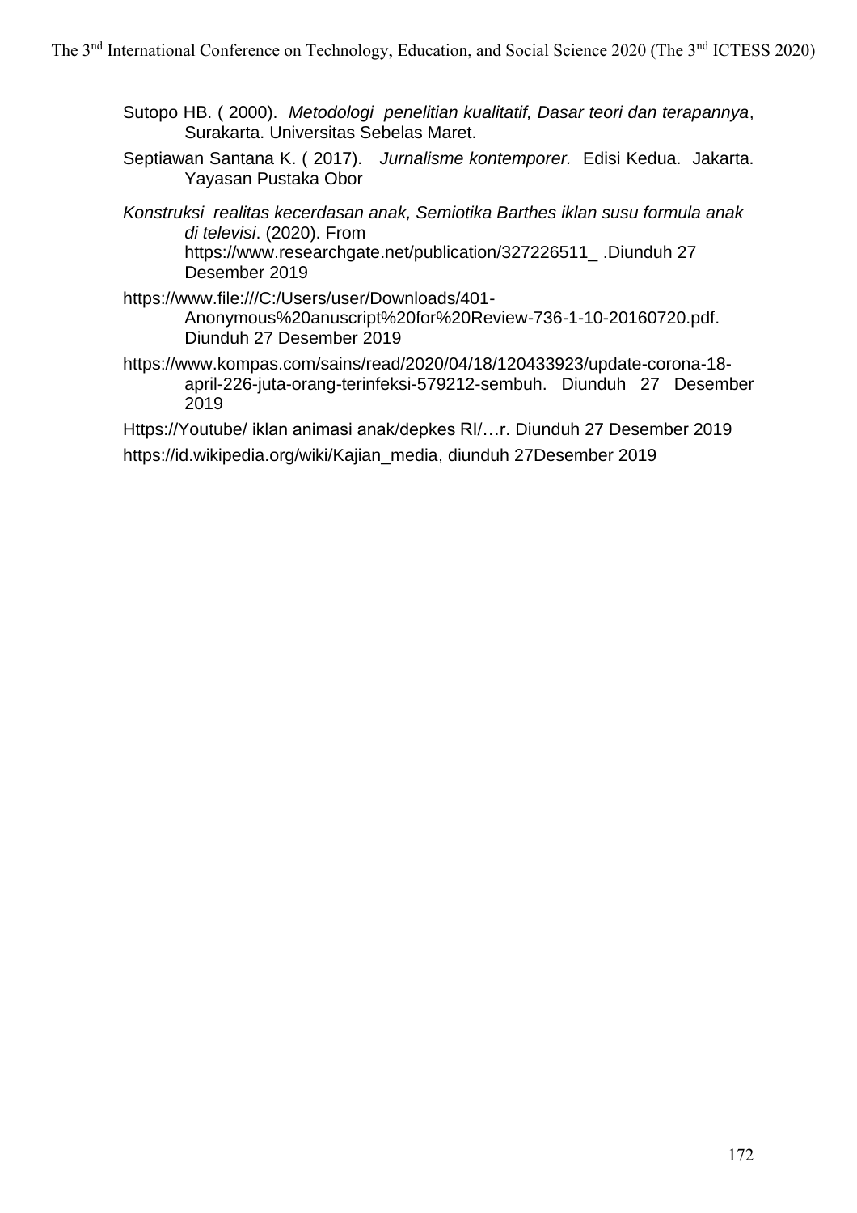Sutopo HB. ( 2000). *Metodologi penelitian kualitatif, Dasar teori dan terapannya*, Surakarta. Universitas Sebelas Maret.

Septiawan Santana K. ( 2017). *Jurnalisme kontemporer.* Edisi Kedua. Jakarta. Yayasan Pustaka Obor

*Konstruksi realitas kecerdasan anak, Semiotika Barthes iklan susu formula anak di televisi*. (2020). From https://www.researchgate.net/publication/327226511_ .Diunduh 27 Desember 2019

https://www.file:///C:/Users/user/Downloads/401-Anonymous%20anuscript%20for%20Review-736-1-10-20160720.pdf. Diunduh 27 Desember 2019

https://www.kompas.com/sains/read/2020/04/18/120433923/update-corona-18-april-226-juta-orang-terinfeksi-579212-sembuh. Diunduh 27 Desember 2019

Https://Youtube/ iklan animasi anak/depkes RI/…r. Diunduh 27 Desember 2019

https://id.wikipedia.org/wiki/Kajian_media, diunduh 27Desember 2019